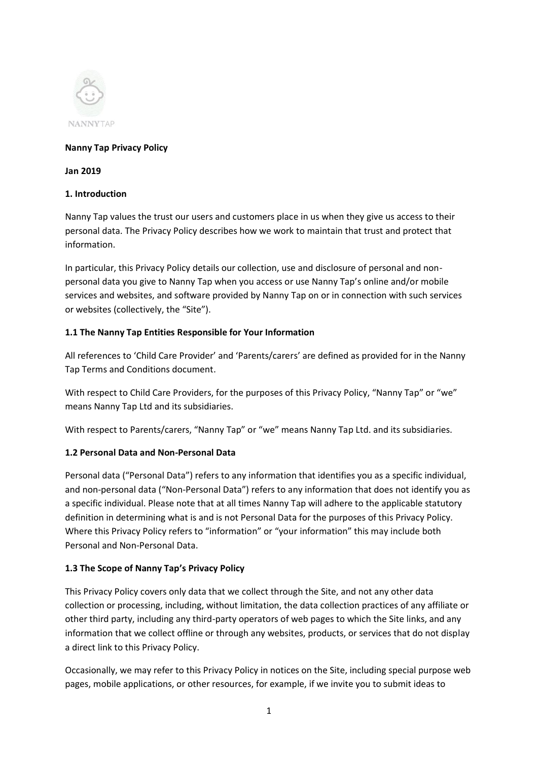NANNYTAP

**Nanny Tap Privacy Policy**

**Jan 2019**

## 1. Introduction

Nanny Tap values the trust our users and customers place in us when they give us access to their personal data. The Privacy Policy describes how we work to maintain that trust and protect that information.

In particular, this Privacy Policy details our collection, use and disclosure of personal and non-personal data you give to Nanny Tap when you access or use Nanny Tap's online and/or mobile services and websites, and software provided by Nanny Tap on or in connection with such services or websites (collectively, the "Site").

### 1.1 The Nanny Tap Entities Responsible for Your Information

All references to 'Child Care Provider' and 'Parents/carers' are defined as provided for in the Nanny Tap Terms and Conditions document.

With respect to Child Care Providers, for the purposes of this Privacy Policy, "Nanny Tap" or "we" means Nanny Tap Ltd and its subsidiaries.

With respect to Parents/carers, "Nanny Tap" or "we" means Nanny Tap Ltd. and its subsidiaries.

### 1.2 Personal Data and Non-Personal Data

Personal data ("Personal Data") refers to any information that identifies you as a specific individual, and non-personal data ("Non-Personal Data") refers to any information that does not identify you as a specific individual. Please note that at all times Nanny Tap will adhere to the applicable statutory definition in determining what is and is not Personal Data for the purposes of this Privacy Policy. Where this Privacy Policy refers to "information" or "your information" this may include both Personal and Non-Personal Data.

### 1.3 The Scope of Nanny Tap's Privacy Policy

This Privacy Policy covers only data that we collect through the Site, and not any other data collection or processing, including, without limitation, the data collection practices of any affiliate or other third party, including any third-party operators of web pages to which the Site links, and any information that we collect offline or through any websites, products, or services that do not display a direct link to this Privacy Policy.

Occasionally, we may refer to this Privacy Policy in notices on the Site, including special purpose web pages, mobile applications, or other resources, for example, if we invite you to submit ideas to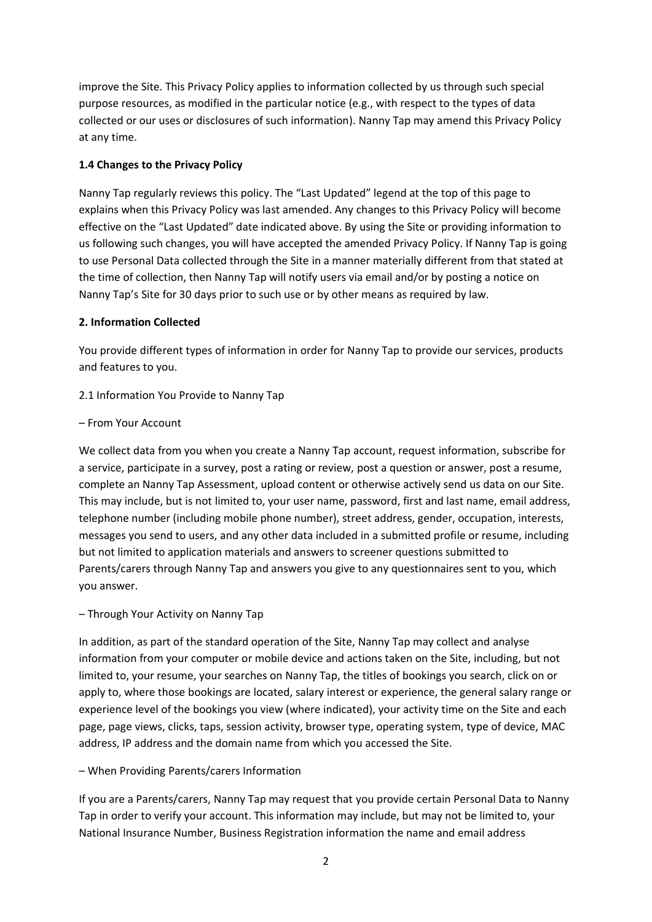improve the Site. This Privacy Policy applies to information collected by us through such special purpose resources, as modified in the particular notice (e.g., with respect to the types of data collected or our uses or disclosures of such information). Nanny Tap may amend this Privacy Policy at any time.

**1.4 Changes to the Privacy Policy**

Nanny Tap regularly reviews this policy. The "Last Updated" legend at the top of this page to explains when this Privacy Policy was last amended. Any changes to this Privacy Policy will become effective on the "Last Updated" date indicated above. By using the Site or providing information to us following such changes, you will have accepted the amended Privacy Policy. If Nanny Tap is going to use Personal Data collected through the Site in a manner materially different from that stated at the time of collection, then Nanny Tap will notify users via email and/or by posting a notice on Nanny Tap's Site for 30 days prior to such use or by other means as required by law.

**2. Information Collected**

You provide different types of information in order for Nanny Tap to provide our services, products and features to you.

2.1 Information You Provide to Nanny Tap

– From Your Account

We collect data from you when you create a Nanny Tap account, request information, subscribe for a service, participate in a survey, post a rating or review, post a question or answer, post a resume, complete an Nanny Tap Assessment, upload content or otherwise actively send us data on our Site. This may include, but is not limited to, your user name, password, first and last name, email address, telephone number (including mobile phone number), street address, gender, occupation, interests, messages you send to users, and any other data included in a submitted profile or resume, including but not limited to application materials and answers to screener questions submitted to Parents/carers through Nanny Tap and answers you give to any questionnaires sent to you, which you answer.

– Through Your Activity on Nanny Tap

In addition, as part of the standard operation of the Site, Nanny Tap may collect and analyse information from your computer or mobile device and actions taken on the Site, including, but not limited to, your resume, your searches on Nanny Tap, the titles of bookings you search, click on or apply to, where those bookings are located, salary interest or experience, the general salary range or experience level of the bookings you view (where indicated), your activity time on the Site and each page, page views, clicks, taps, session activity, browser type, operating system, type of device, MAC address, IP address and the domain name from which you accessed the Site.

– When Providing Parents/carers Information

If you are a Parents/carers, Nanny Tap may request that you provide certain Personal Data to Nanny Tap in order to verify your account. This information may include, but may not be limited to, your National Insurance Number, Business Registration information the name and email address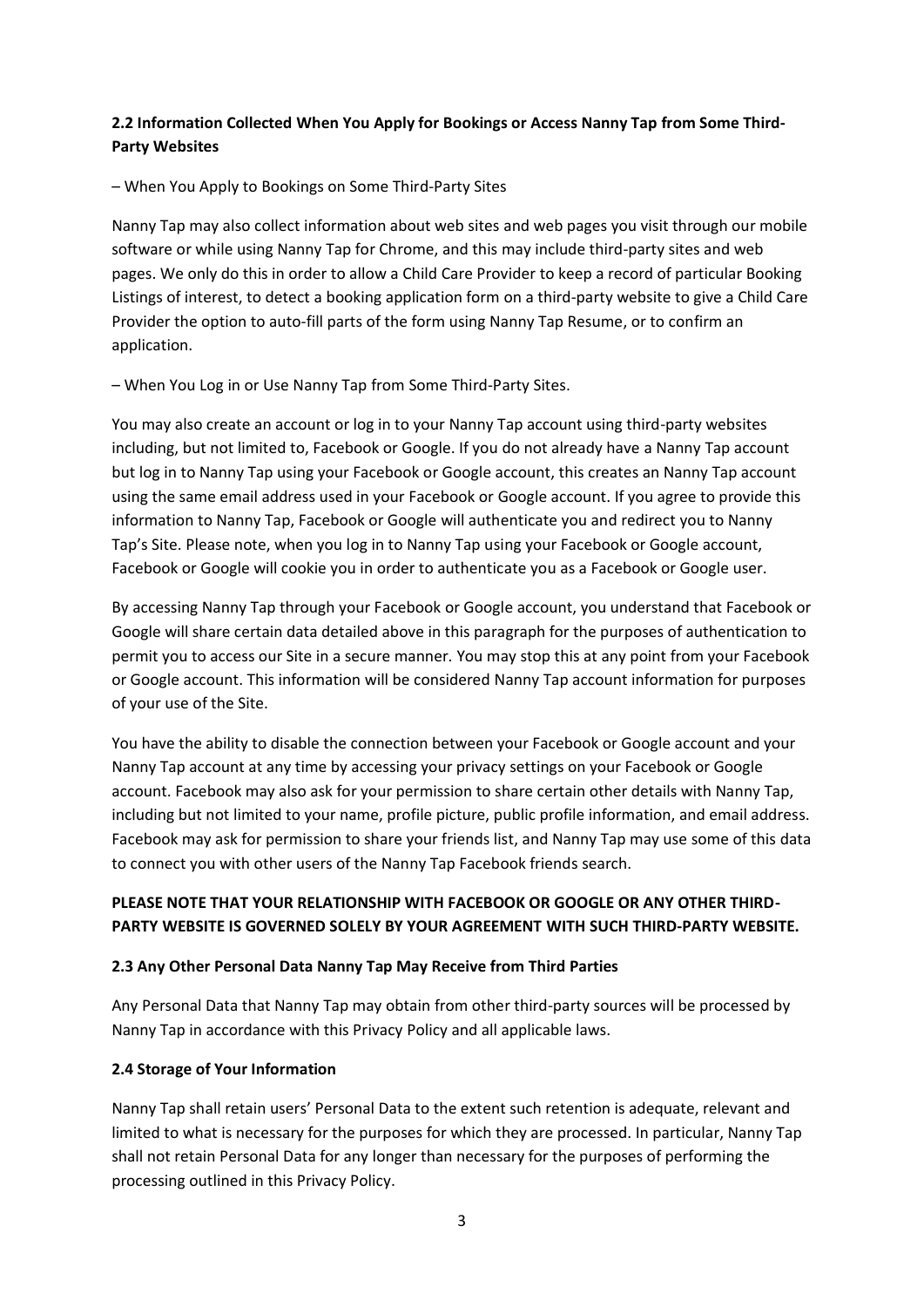### 2.2 Information Collected When You Apply for Bookings or Access Nanny Tap from Some Third-Party Websites

– When You Apply to Bookings on Some Third-Party Sites

Nanny Tap may also collect information about web sites and web pages you visit through our mobile software or while using Nanny Tap for Chrome, and this may include third-party sites and web pages. We only do this in order to allow a Child Care Provider to keep a record of particular Booking Listings of interest, to detect a booking application form on a third-party website to give a Child Care Provider the option to auto-fill parts of the form using Nanny Tap Resume, or to confirm an application.

– When You Log in or Use Nanny Tap from Some Third-Party Sites.

You may also create an account or log in to your Nanny Tap account using third-party websites including, but not limited to, Facebook or Google. If you do not already have a Nanny Tap account but log in to Nanny Tap using your Facebook or Google account, this creates an Nanny Tap account using the same email address used in your Facebook or Google account. If you agree to provide this information to Nanny Tap, Facebook or Google will authenticate you and redirect you to Nanny Tap's Site. Please note, when you log in to Nanny Tap using your Facebook or Google account, Facebook or Google will cookie you in order to authenticate you as a Facebook or Google user.

By accessing Nanny Tap through your Facebook or Google account, you understand that Facebook or Google will share certain data detailed above in this paragraph for the purposes of authentication to permit you to access our Site in a secure manner. You may stop this at any point from your Facebook or Google account. This information will be considered Nanny Tap account information for purposes of your use of the Site.

You have the ability to disable the connection between your Facebook or Google account and your Nanny Tap account at any time by accessing your privacy settings on your Facebook or Google account. Facebook may also ask for your permission to share certain other details with Nanny Tap, including but not limited to your name, profile picture, public profile information, and email address. Facebook may ask for permission to share your friends list, and Nanny Tap may use some of this data to connect you with other users of the Nanny Tap Facebook friends search.

**PLEASE NOTE THAT YOUR RELATIONSHIP WITH FACEBOOK OR GOOGLE OR ANY OTHER THIRD-PARTY WEBSITE IS GOVERNED SOLELY BY YOUR AGREEMENT WITH SUCH THIRD-PARTY WEBSITE.**

### 2.3 Any Other Personal Data Nanny Tap May Receive from Third Parties

Any Personal Data that Nanny Tap may obtain from other third-party sources will be processed by Nanny Tap in accordance with this Privacy Policy and all applicable laws.

### 2.4 Storage of Your Information

Nanny Tap shall retain users' Personal Data to the extent such retention is adequate, relevant and limited to what is necessary for the purposes for which they are processed. In particular, Nanny Tap shall not retain Personal Data for any longer than necessary for the purposes of performing the processing outlined in this Privacy Policy.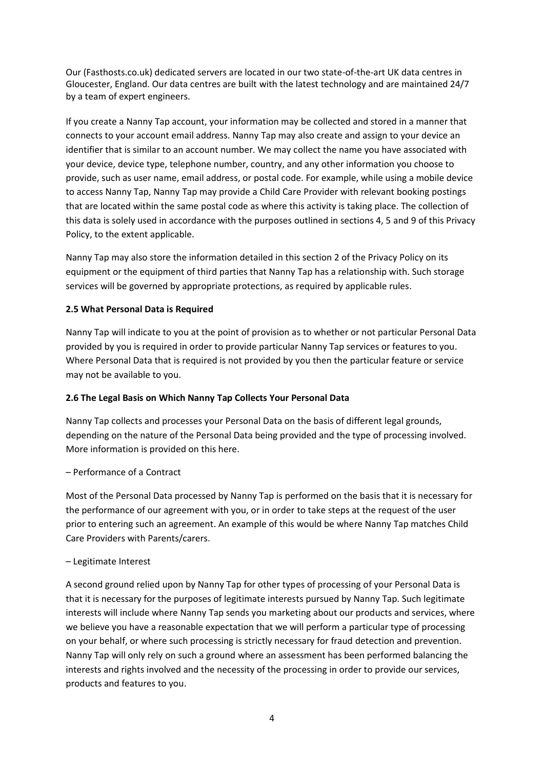Our (Fasthosts.co.uk) dedicated servers are located in our two state-of-the-art UK data centres in Gloucester, England. Our data centres are built with the latest technology and are maintained 24/7 by a team of expert engineers.

If you create a Nanny Tap account, your information may be collected and stored in a manner that connects to your account email address. Nanny Tap may also create and assign to your device an identifier that is similar to an account number. We may collect the name you have associated with your device, device type, telephone number, country, and any other information you choose to provide, such as user name, email address, or postal code. For example, while using a mobile device to access Nanny Tap, Nanny Tap may provide a Child Care Provider with relevant booking postings that are located within the same postal code as where this activity is taking place. The collection of this data is solely used in accordance with the purposes outlined in sections 4, 5 and 9 of this Privacy Policy, to the extent applicable.

Nanny Tap may also store the information detailed in this section 2 of the Privacy Policy on its equipment or the equipment of third parties that Nanny Tap has a relationship with. Such storage services will be governed by appropriate protections, as required by applicable rules.

**2.5 What Personal Data is Required**

Nanny Tap will indicate to you at the point of provision as to whether or not particular Personal Data provided by you is required in order to provide particular Nanny Tap services or features to you. Where Personal Data that is required is not provided by you then the particular feature or service may not be available to you.

**2.6 The Legal Basis on Which Nanny Tap Collects Your Personal Data**

Nanny Tap collects and processes your Personal Data on the basis of different legal grounds, depending on the nature of the Personal Data being provided and the type of processing involved. More information is provided on this here.

– Performance of a Contract

Most of the Personal Data processed by Nanny Tap is performed on the basis that it is necessary for the performance of our agreement with you, or in order to take steps at the request of the user prior to entering such an agreement. An example of this would be where Nanny Tap matches Child Care Providers with Parents/carers.

– Legitimate Interest

A second ground relied upon by Nanny Tap for other types of processing of your Personal Data is that it is necessary for the purposes of legitimate interests pursued by Nanny Tap. Such legitimate interests will include where Nanny Tap sends you marketing about our products and services, where we believe you have a reasonable expectation that we will perform a particular type of processing on your behalf, or where such processing is strictly necessary for fraud detection and prevention. Nanny Tap will only rely on such a ground where an assessment has been performed balancing the interests and rights involved and the necessity of the processing in order to provide our services, products and features to you.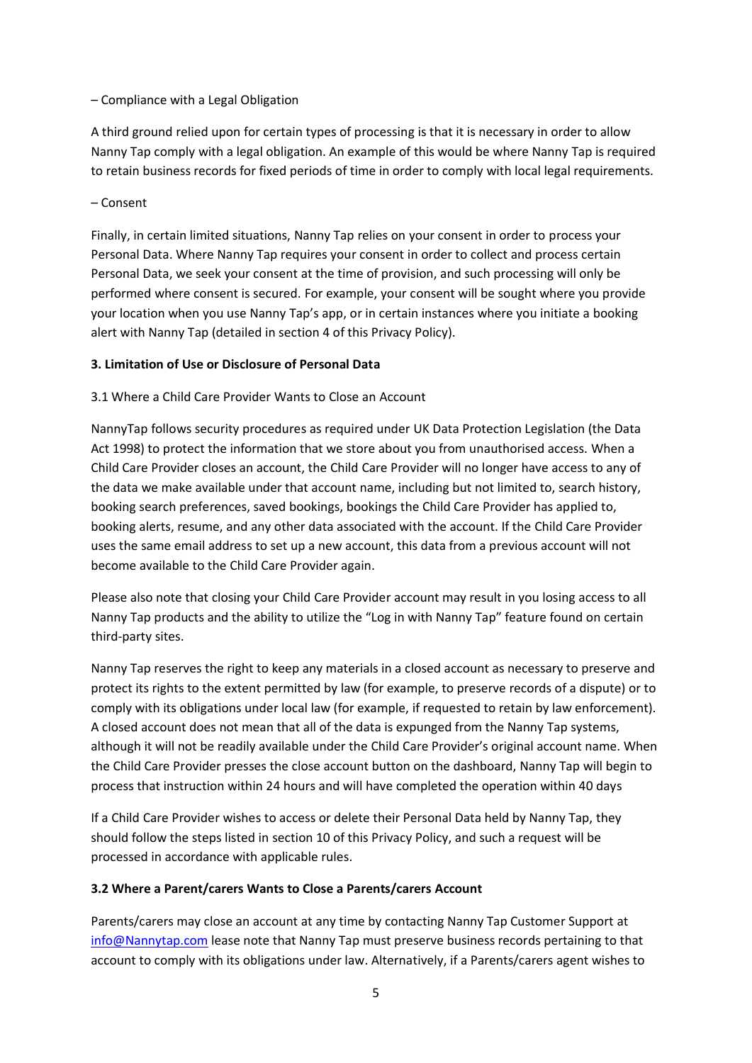– Compliance with a Legal Obligation

A third ground relied upon for certain types of processing is that it is necessary in order to allow Nanny Tap comply with a legal obligation. An example of this would be where Nanny Tap is required to retain business records for fixed periods of time in order to comply with local legal requirements.

– Consent

Finally, in certain limited situations, Nanny Tap relies on your consent in order to process your Personal Data. Where Nanny Tap requires your consent in order to collect and process certain Personal Data, we seek your consent at the time of provision, and such processing will only be performed where consent is secured. For example, your consent will be sought where you provide your location when you use Nanny Tap's app, or in certain instances where you initiate a booking alert with Nanny Tap (detailed in section 4 of this Privacy Policy).

**3. Limitation of Use or Disclosure of Personal Data**

3.1 Where a Child Care Provider Wants to Close an Account

NannyTap follows security procedures as required under UK Data Protection Legislation (the Data Act 1998) to protect the information that we store about you from unauthorised access. When a Child Care Provider closes an account, the Child Care Provider will no longer have access to any of the data we make available under that account name, including but not limited to, search history, booking search preferences, saved bookings, bookings the Child Care Provider has applied to, booking alerts, resume, and any other data associated with the account. If the Child Care Provider uses the same email address to set up a new account, this data from a previous account will not become available to the Child Care Provider again.

Please also note that closing your Child Care Provider account may result in you losing access to all Nanny Tap products and the ability to utilize the "Log in with Nanny Tap" feature found on certain third-party sites.

Nanny Tap reserves the right to keep any materials in a closed account as necessary to preserve and protect its rights to the extent permitted by law (for example, to preserve records of a dispute) or to comply with its obligations under local law (for example, if requested to retain by law enforcement). A closed account does not mean that all of the data is expunged from the Nanny Tap systems, although it will not be readily available under the Child Care Provider's original account name. When the Child Care Provider presses the close account button on the dashboard, Nanny Tap will begin to process that instruction within 24 hours and will have completed the operation within 40 days

If a Child Care Provider wishes to access or delete their Personal Data held by Nanny Tap, they should follow the steps listed in section 10 of this Privacy Policy, and such a request will be processed in accordance with applicable rules.

**3.2 Where a Parent/carers Wants to Close a Parents/carers Account**

Parents/carers may close an account at any time by contacting Nanny Tap Customer Support at info@Nannytap.com lease note that Nanny Tap must preserve business records pertaining to that account to comply with its obligations under law. Alternatively, if a Parents/carers agent wishes to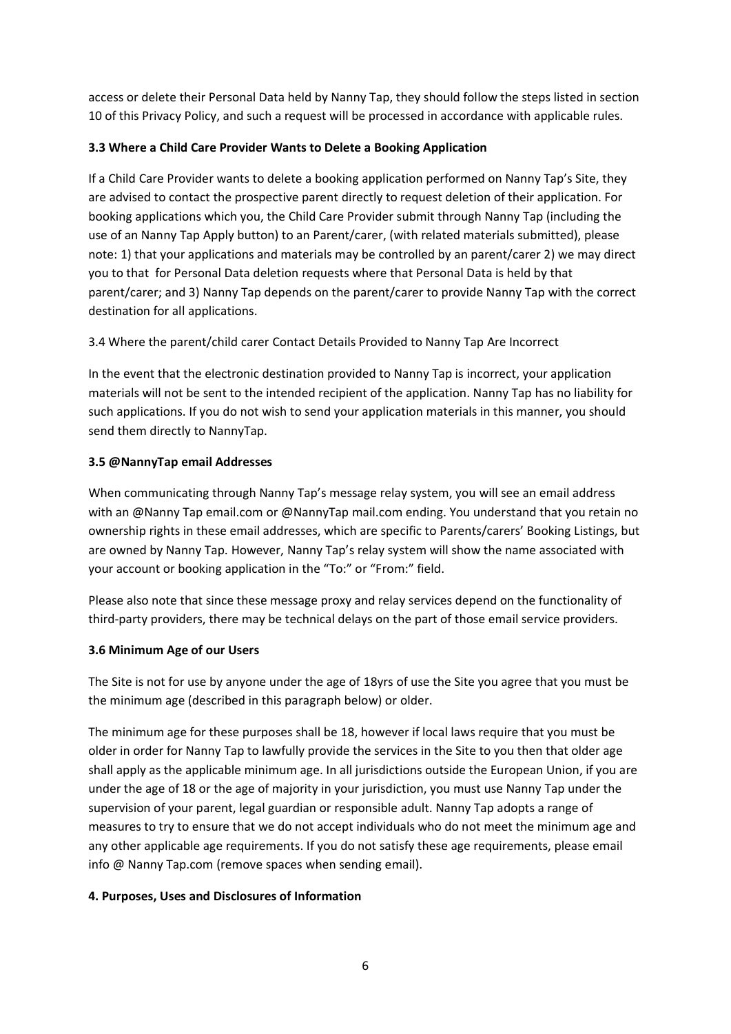access or delete their Personal Data held by Nanny Tap, they should follow the steps listed in section 10 of this Privacy Policy, and such a request will be processed in accordance with applicable rules.

**3.3 Where a Child Care Provider Wants to Delete a Booking Application**

If a Child Care Provider wants to delete a booking application performed on Nanny Tap's Site, they are advised to contact the prospective parent directly to request deletion of their application. For booking applications which you, the Child Care Provider submit through Nanny Tap (including the use of an Nanny Tap Apply button) to an Parent/carer, (with related materials submitted), please note: 1) that your applications and materials may be controlled by an parent/carer 2) we may direct you to that for Personal Data deletion requests where that Personal Data is held by that parent/carer; and 3) Nanny Tap depends on the parent/carer to provide Nanny Tap with the correct destination for all applications.

3.4 Where the parent/child carer Contact Details Provided to Nanny Tap Are Incorrect

In the event that the electronic destination provided to Nanny Tap is incorrect, your application materials will not be sent to the intended recipient of the application. Nanny Tap has no liability for such applications. If you do not wish to send your application materials in this manner, you should send them directly to NannyTap.

**3.5 @NannyTap email Addresses**

When communicating through Nanny Tap's message relay system, you will see an email address with an @Nanny Tap email.com or @NannyTap mail.com ending. You understand that you retain no ownership rights in these email addresses, which are specific to Parents/carers' Booking Listings, but are owned by Nanny Tap. However, Nanny Tap's relay system will show the name associated with your account or booking application in the "To:" or "From:" field.

Please also note that since these message proxy and relay services depend on the functionality of third-party providers, there may be technical delays on the part of those email service providers.

**3.6 Minimum Age of our Users**

The Site is not for use by anyone under the age of 18yrs of use the Site you agree that you must be the minimum age (described in this paragraph below) or older.

The minimum age for these purposes shall be 18, however if local laws require that you must be older in order for Nanny Tap to lawfully provide the services in the Site to you then that older age shall apply as the applicable minimum age. In all jurisdictions outside the European Union, if you are under the age of 18 or the age of majority in your jurisdiction, you must use Nanny Tap under the supervision of your parent, legal guardian or responsible adult. Nanny Tap adopts a range of measures to try to ensure that we do not accept individuals who do not meet the minimum age and any other applicable age requirements. If you do not satisfy these age requirements, please email info @ Nanny Tap.com (remove spaces when sending email).

**4. Purposes, Uses and Disclosures of Information**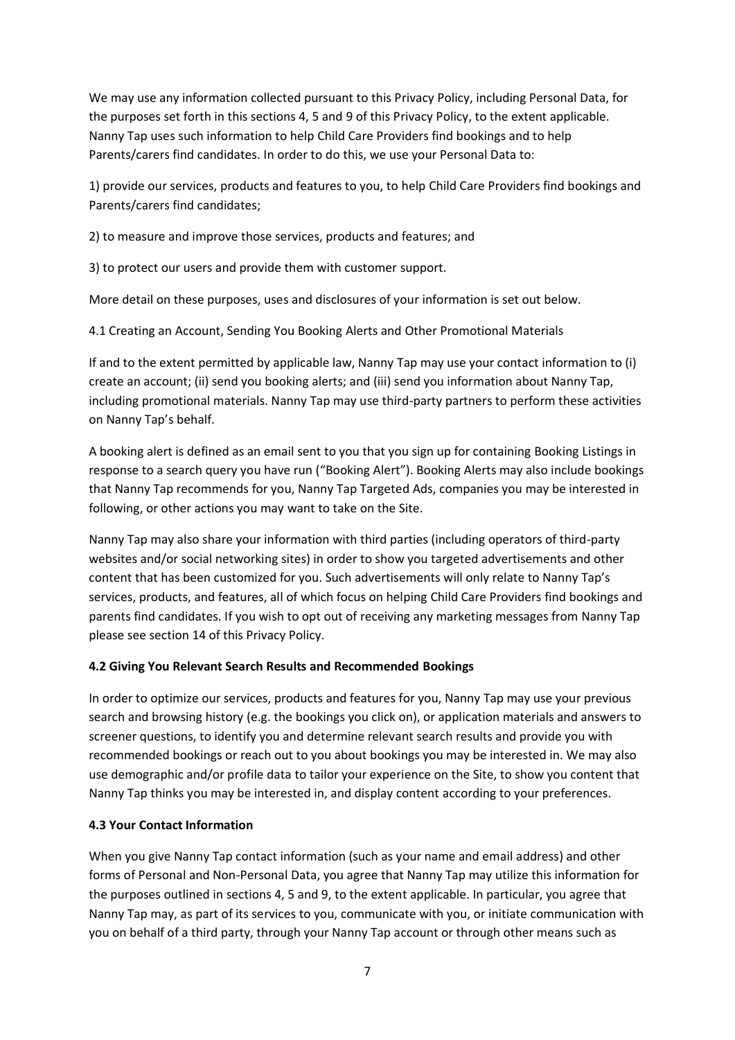We may use any information collected pursuant to this Privacy Policy, including Personal Data, for the purposes set forth in this sections 4, 5 and 9 of this Privacy Policy, to the extent applicable. Nanny Tap uses such information to help Child Care Providers find bookings and to help Parents/carers find candidates. In order to do this, we use your Personal Data to:

1) provide our services, products and features to you, to help Child Care Providers find bookings and Parents/carers find candidates;

2) to measure and improve those services, products and features; and

3) to protect our users and provide them with customer support.

More detail on these purposes, uses and disclosures of your information is set out below.

4.1 Creating an Account, Sending You Booking Alerts and Other Promotional Materials

If and to the extent permitted by applicable law, Nanny Tap may use your contact information to (i) create an account; (ii) send you booking alerts; and (iii) send you information about Nanny Tap, including promotional materials. Nanny Tap may use third-party partners to perform these activities on Nanny Tap's behalf.

A booking alert is defined as an email sent to you that you sign up for containing Booking Listings in response to a search query you have run ("Booking Alert"). Booking Alerts may also include bookings that Nanny Tap recommends for you, Nanny Tap Targeted Ads, companies you may be interested in following, or other actions you may want to take on the Site.

Nanny Tap may also share your information with third parties (including operators of third-party websites and/or social networking sites) in order to show you targeted advertisements and other content that has been customized for you. Such advertisements will only relate to Nanny Tap's services, products, and features, all of which focus on helping Child Care Providers find bookings and parents find candidates. If you wish to opt out of receiving any marketing messages from Nanny Tap please see section 14 of this Privacy Policy.

**4.2 Giving You Relevant Search Results and Recommended Bookings**

In order to optimize our services, products and features for you, Nanny Tap may use your previous search and browsing history (e.g. the bookings you click on), or application materials and answers to screener questions, to identify you and determine relevant search results and provide you with recommended bookings or reach out to you about bookings you may be interested in. We may also use demographic and/or profile data to tailor your experience on the Site, to show you content that Nanny Tap thinks you may be interested in, and display content according to your preferences.

**4.3 Your Contact Information**

When you give Nanny Tap contact information (such as your name and email address) and other forms of Personal and Non-Personal Data, you agree that Nanny Tap may utilize this information for the purposes outlined in sections 4, 5 and 9, to the extent applicable. In particular, you agree that Nanny Tap may, as part of its services to you, communicate with you, or initiate communication with you on behalf of a third party, through your Nanny Tap account or through other means such as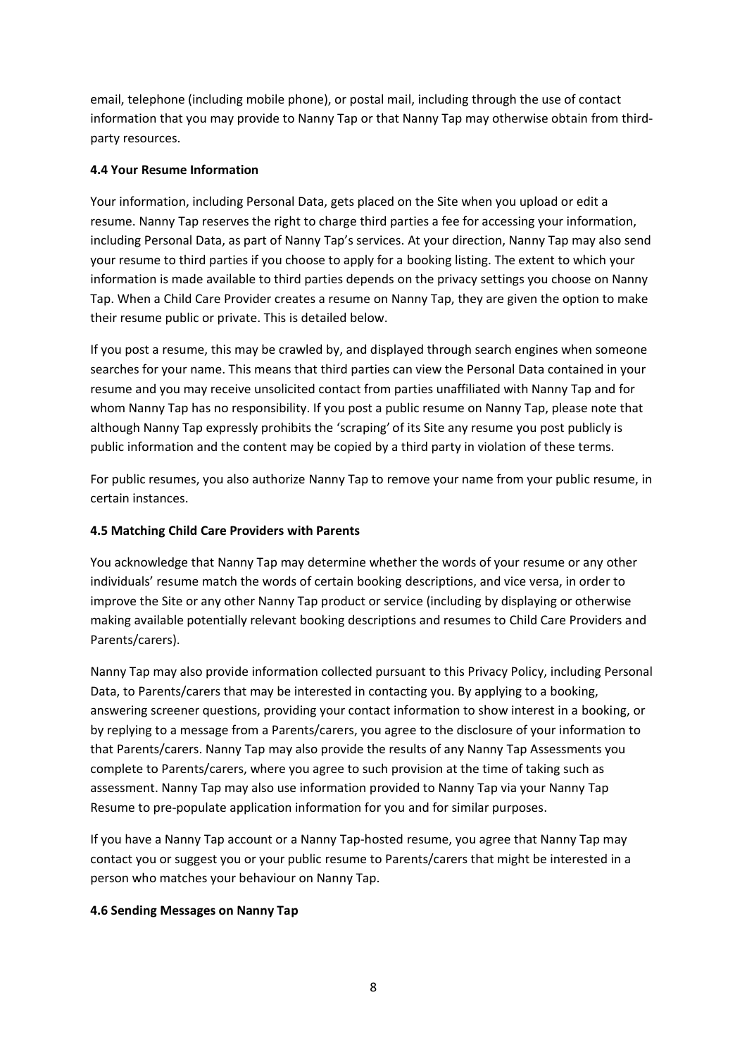email, telephone (including mobile phone), or postal mail, including through the use of contact information that you may provide to Nanny Tap or that Nanny Tap may otherwise obtain from third-party resources.

**4.4 Your Resume Information**

Your information, including Personal Data, gets placed on the Site when you upload or edit a resume. Nanny Tap reserves the right to charge third parties a fee for accessing your information, including Personal Data, as part of Nanny Tap's services. At your direction, Nanny Tap may also send your resume to third parties if you choose to apply for a booking listing. The extent to which your information is made available to third parties depends on the privacy settings you choose on Nanny Tap. When a Child Care Provider creates a resume on Nanny Tap, they are given the option to make their resume public or private. This is detailed below.

If you post a resume, this may be crawled by, and displayed through search engines when someone searches for your name. This means that third parties can view the Personal Data contained in your resume and you may receive unsolicited contact from parties unaffiliated with Nanny Tap and for whom Nanny Tap has no responsibility. If you post a public resume on Nanny Tap, please note that although Nanny Tap expressly prohibits the 'scraping' of its Site any resume you post publicly is public information and the content may be copied by a third party in violation of these terms.

For public resumes, you also authorize Nanny Tap to remove your name from your public resume, in certain instances.

**4.5 Matching Child Care Providers with Parents**

You acknowledge that Nanny Tap may determine whether the words of your resume or any other individuals' resume match the words of certain booking descriptions, and vice versa, in order to improve the Site or any other Nanny Tap product or service (including by displaying or otherwise making available potentially relevant booking descriptions and resumes to Child Care Providers and Parents/carers).

Nanny Tap may also provide information collected pursuant to this Privacy Policy, including Personal Data, to Parents/carers that may be interested in contacting you. By applying to a booking, answering screener questions, providing your contact information to show interest in a booking, or by replying to a message from a Parents/carers, you agree to the disclosure of your information to that Parents/carers. Nanny Tap may also provide the results of any Nanny Tap Assessments you complete to Parents/carers, where you agree to such provision at the time of taking such as assessment. Nanny Tap may also use information provided to Nanny Tap via your Nanny Tap Resume to pre-populate application information for you and for similar purposes.

If you have a Nanny Tap account or a Nanny Tap-hosted resume, you agree that Nanny Tap may contact you or suggest you or your public resume to Parents/carers that might be interested in a person who matches your behaviour on Nanny Tap.

**4.6 Sending Messages on Nanny Tap**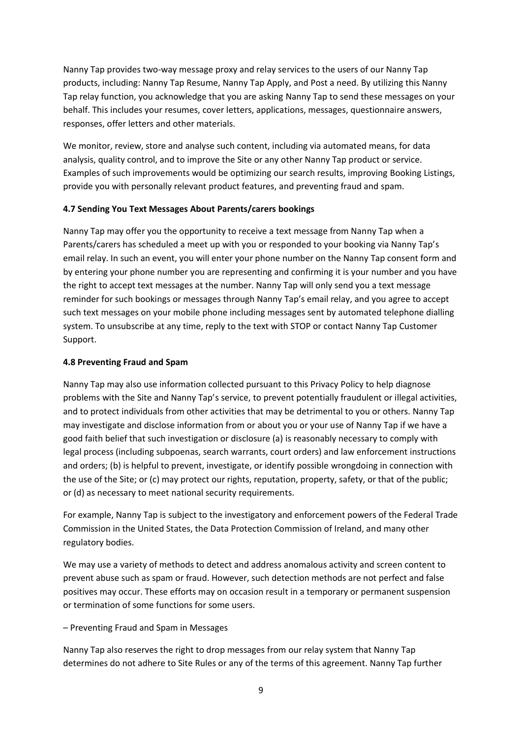Nanny Tap provides two-way message proxy and relay services to the users of our Nanny Tap products, including: Nanny Tap Resume, Nanny Tap Apply, and Post a need. By utilizing this Nanny Tap relay function, you acknowledge that you are asking Nanny Tap to send these messages on your behalf. This includes your resumes, cover letters, applications, messages, questionnaire answers, responses, offer letters and other materials.

We monitor, review, store and analyse such content, including via automated means, for data analysis, quality control, and to improve the Site or any other Nanny Tap product or service. Examples of such improvements would be optimizing our search results, improving Booking Listings, provide you with personally relevant product features, and preventing fraud and spam.

**4.7 Sending You Text Messages About Parents/carers bookings**

Nanny Tap may offer you the opportunity to receive a text message from Nanny Tap when a Parents/carers has scheduled a meet up with you or responded to your booking via Nanny Tap's email relay. In such an event, you will enter your phone number on the Nanny Tap consent form and by entering your phone number you are representing and confirming it is your number and you have the right to accept text messages at the number. Nanny Tap will only send you a text message reminder for such bookings or messages through Nanny Tap's email relay, and you agree to accept such text messages on your mobile phone including messages sent by automated telephone dialling system. To unsubscribe at any time, reply to the text with STOP or contact Nanny Tap Customer Support.

**4.8 Preventing Fraud and Spam**

Nanny Tap may also use information collected pursuant to this Privacy Policy to help diagnose problems with the Site and Nanny Tap's service, to prevent potentially fraudulent or illegal activities, and to protect individuals from other activities that may be detrimental to you or others. Nanny Tap may investigate and disclose information from or about you or your use of Nanny Tap if we have a good faith belief that such investigation or disclosure (a) is reasonably necessary to comply with legal process (including subpoenas, search warrants, court orders) and law enforcement instructions and orders; (b) is helpful to prevent, investigate, or identify possible wrongdoing in connection with the use of the Site; or (c) may protect our rights, reputation, property, safety, or that of the public; or (d) as necessary to meet national security requirements.

For example, Nanny Tap is subject to the investigatory and enforcement powers of the Federal Trade Commission in the United States, the Data Protection Commission of Ireland, and many other regulatory bodies.

We may use a variety of methods to detect and address anomalous activity and screen content to prevent abuse such as spam or fraud. However, such detection methods are not perfect and false positives may occur. These efforts may on occasion result in a temporary or permanent suspension or termination of some functions for some users.

– Preventing Fraud and Spam in Messages

Nanny Tap also reserves the right to drop messages from our relay system that Nanny Tap determines do not adhere to Site Rules or any of the terms of this agreement. Nanny Tap further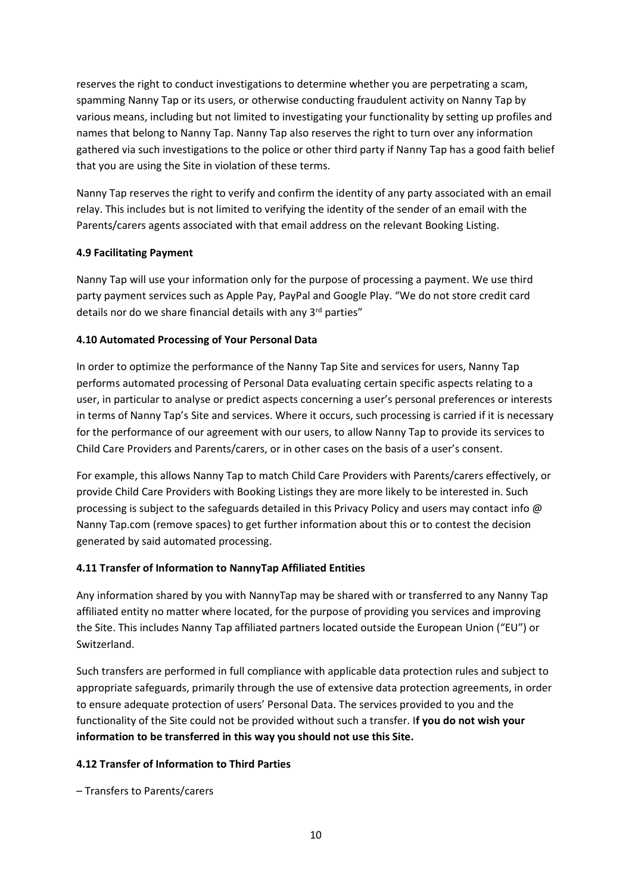reserves the right to conduct investigations to determine whether you are perpetrating a scam, spamming Nanny Tap or its users, or otherwise conducting fraudulent activity on Nanny Tap by various means, including but not limited to investigating your functionality by setting up profiles and names that belong to Nanny Tap. Nanny Tap also reserves the right to turn over any information gathered via such investigations to the police or other third party if Nanny Tap has a good faith belief that you are using the Site in violation of these terms.

Nanny Tap reserves the right to verify and confirm the identity of any party associated with an email relay. This includes but is not limited to verifying the identity of the sender of an email with the Parents/carers agents associated with that email address on the relevant Booking Listing.

**4.9 Facilitating Payment**

Nanny Tap will use your information only for the purpose of processing a payment. We use third party payment services such as Apple Pay, PayPal and Google Play. "We do not store credit card details nor do we share financial details with any 3rd parties"

**4.10 Automated Processing of Your Personal Data**

In order to optimize the performance of the Nanny Tap Site and services for users, Nanny Tap performs automated processing of Personal Data evaluating certain specific aspects relating to a user, in particular to analyse or predict aspects concerning a user's personal preferences or interests in terms of Nanny Tap's Site and services. Where it occurs, such processing is carried if it is necessary for the performance of our agreement with our users, to allow Nanny Tap to provide its services to Child Care Providers and Parents/carers, or in other cases on the basis of a user's consent.

For example, this allows Nanny Tap to match Child Care Providers with Parents/carers effectively, or provide Child Care Providers with Booking Listings they are more likely to be interested in. Such processing is subject to the safeguards detailed in this Privacy Policy and users may contact info @ Nanny Tap.com (remove spaces) to get further information about this or to contest the decision generated by said automated processing.

**4.11 Transfer of Information to NannyTap Affiliated Entities**

Any information shared by you with NannyTap may be shared with or transferred to any Nanny Tap affiliated entity no matter where located, for the purpose of providing you services and improving the Site. This includes Nanny Tap affiliated partners located outside the European Union ("EU") or Switzerland.

Such transfers are performed in full compliance with applicable data protection rules and subject to appropriate safeguards, primarily through the use of extensive data protection agreements, in order to ensure adequate protection of users' Personal Data. The services provided to you and the functionality of the Site could not be provided without such a transfer. **If you do not wish your information to be transferred in this way you should not use this Site.**

**4.12 Transfer of Information to Third Parties**

– Transfers to Parents/carers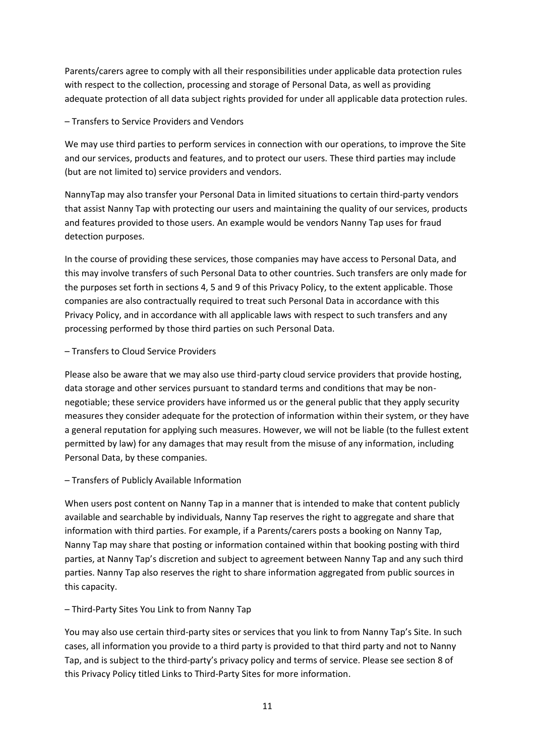Parents/carers agree to comply with all their responsibilities under applicable data protection rules with respect to the collection, processing and storage of Personal Data, as well as providing adequate protection of all data subject rights provided for under all applicable data protection rules.

– Transfers to Service Providers and Vendors

We may use third parties to perform services in connection with our operations, to improve the Site and our services, products and features, and to protect our users. These third parties may include (but are not limited to) service providers and vendors.

NannyTap may also transfer your Personal Data in limited situations to certain third-party vendors that assist Nanny Tap with protecting our users and maintaining the quality of our services, products and features provided to those users. An example would be vendors Nanny Tap uses for fraud detection purposes.

In the course of providing these services, those companies may have access to Personal Data, and this may involve transfers of such Personal Data to other countries. Such transfers are only made for the purposes set forth in sections 4, 5 and 9 of this Privacy Policy, to the extent applicable. Those companies are also contractually required to treat such Personal Data in accordance with this Privacy Policy, and in accordance with all applicable laws with respect to such transfers and any processing performed by those third parties on such Personal Data.

– Transfers to Cloud Service Providers

Please also be aware that we may also use third-party cloud service providers that provide hosting, data storage and other services pursuant to standard terms and conditions that may be non-negotiable; these service providers have informed us or the general public that they apply security measures they consider adequate for the protection of information within their system, or they have a general reputation for applying such measures. However, we will not be liable (to the fullest extent permitted by law) for any damages that may result from the misuse of any information, including Personal Data, by these companies.

– Transfers of Publicly Available Information

When users post content on Nanny Tap in a manner that is intended to make that content publicly available and searchable by individuals, Nanny Tap reserves the right to aggregate and share that information with third parties. For example, if a Parents/carers posts a booking on Nanny Tap, Nanny Tap may share that posting or information contained within that booking posting with third parties, at Nanny Tap's discretion and subject to agreement between Nanny Tap and any such third parties. Nanny Tap also reserves the right to share information aggregated from public sources in this capacity.

– Third-Party Sites You Link to from Nanny Tap

You may also use certain third-party sites or services that you link to from Nanny Tap's Site. In such cases, all information you provide to a third party is provided to that third party and not to Nanny Tap, and is subject to the third-party's privacy policy and terms of service. Please see section 8 of this Privacy Policy titled Links to Third-Party Sites for more information.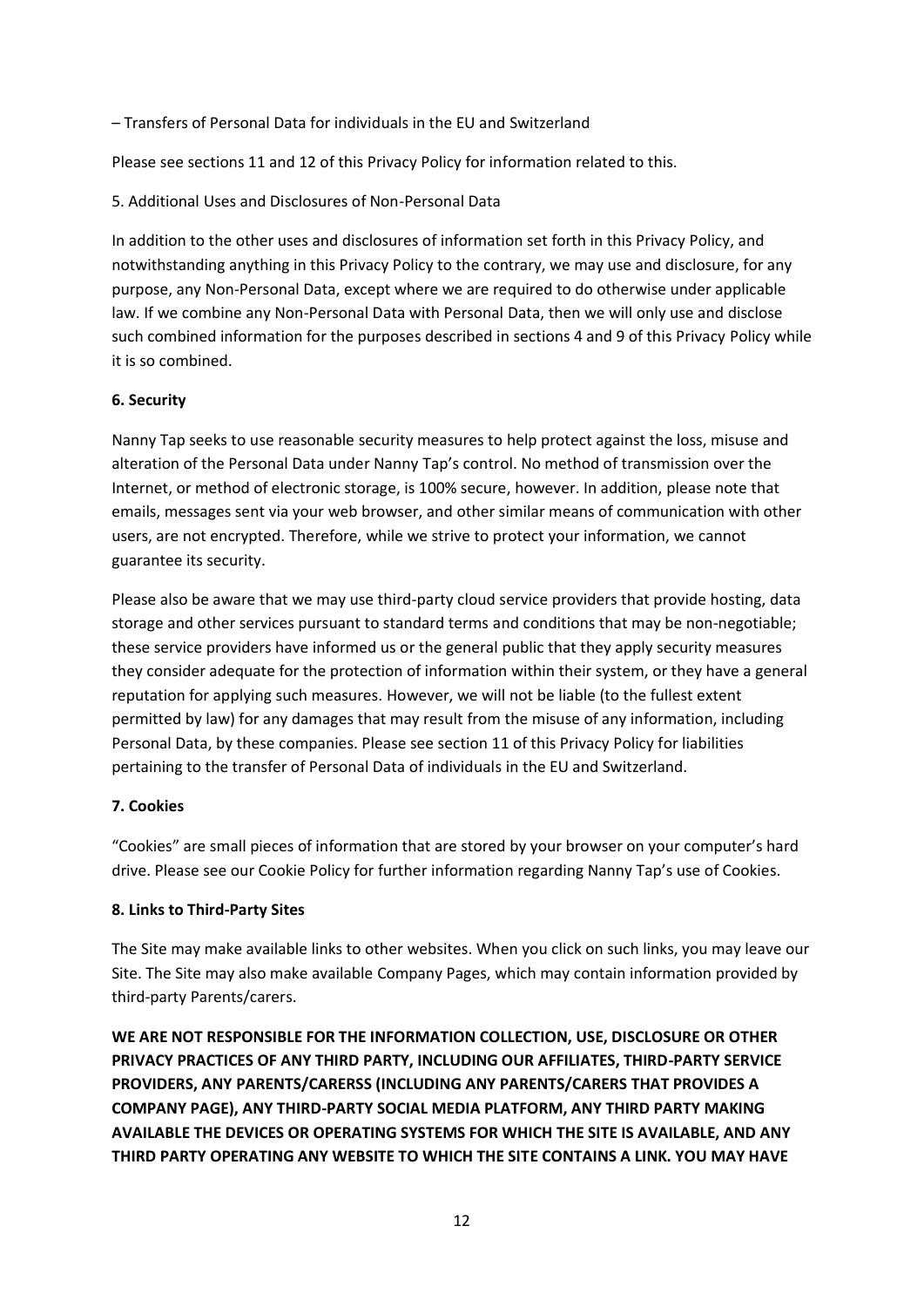– Transfers of Personal Data for individuals in the EU and Switzerland

Please see sections 11 and 12 of this Privacy Policy for information related to this.

5. Additional Uses and Disclosures of Non-Personal Data

In addition to the other uses and disclosures of information set forth in this Privacy Policy, and notwithstanding anything in this Privacy Policy to the contrary, we may use and disclosure, for any purpose, any Non-Personal Data, except where we are required to do otherwise under applicable law. If we combine any Non-Personal Data with Personal Data, then we will only use and disclose such combined information for the purposes described in sections 4 and 9 of this Privacy Policy while it is so combined.

**6. Security**

Nanny Tap seeks to use reasonable security measures to help protect against the loss, misuse and alteration of the Personal Data under Nanny Tap's control. No method of transmission over the Internet, or method of electronic storage, is 100% secure, however. In addition, please note that emails, messages sent via your web browser, and other similar means of communication with other users, are not encrypted. Therefore, while we strive to protect your information, we cannot guarantee its security.

Please also be aware that we may use third-party cloud service providers that provide hosting, data storage and other services pursuant to standard terms and conditions that may be non-negotiable; these service providers have informed us or the general public that they apply security measures they consider adequate for the protection of information within their system, or they have a general reputation for applying such measures. However, we will not be liable (to the fullest extent permitted by law) for any damages that may result from the misuse of any information, including Personal Data, by these companies. Please see section 11 of this Privacy Policy for liabilities pertaining to the transfer of Personal Data of individuals in the EU and Switzerland.

**7. Cookies**

"Cookies" are small pieces of information that are stored by your browser on your computer's hard drive. Please see our Cookie Policy for further information regarding Nanny Tap's use of Cookies.

**8. Links to Third-Party Sites**

The Site may make available links to other websites. When you click on such links, you may leave our Site. The Site may also make available Company Pages, which may contain information provided by third-party Parents/carers.

**WE ARE NOT RESPONSIBLE FOR THE INFORMATION COLLECTION, USE, DISCLOSURE OR OTHER PRIVACY PRACTICES OF ANY THIRD PARTY, INCLUDING OUR AFFILIATES, THIRD-PARTY SERVICE PROVIDERS, ANY PARENTS/CARERSS (INCLUDING ANY PARENTS/CARERS THAT PROVIDES A COMPANY PAGE), ANY THIRD-PARTY SOCIAL MEDIA PLATFORM, ANY THIRD PARTY MAKING AVAILABLE THE DEVICES OR OPERATING SYSTEMS FOR WHICH THE SITE IS AVAILABLE, AND ANY THIRD PARTY OPERATING ANY WEBSITE TO WHICH THE SITE CONTAINS A LINK. YOU MAY HAVE**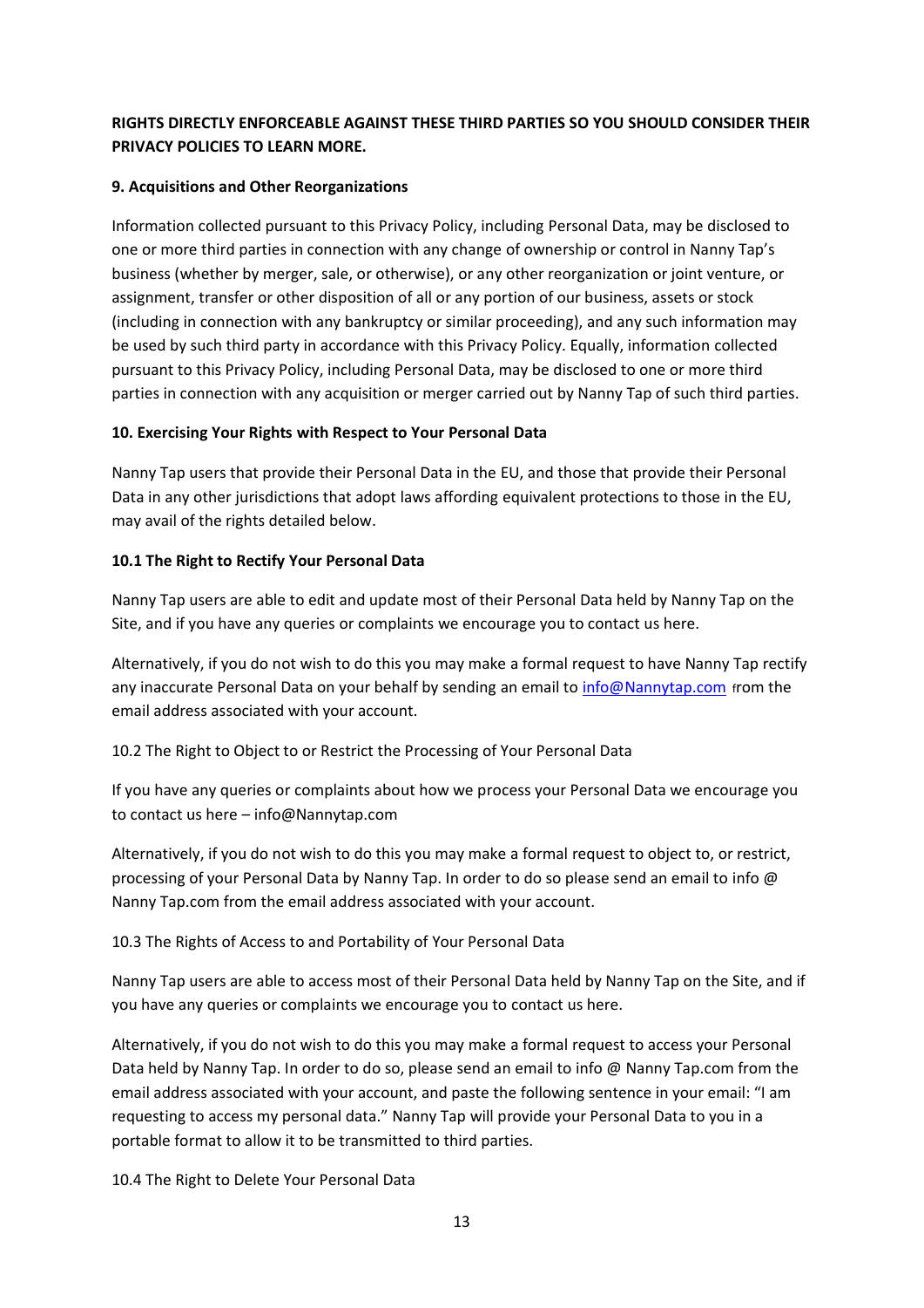**RIGHTS DIRECTLY ENFORCEABLE AGAINST THESE THIRD PARTIES SO YOU SHOULD CONSIDER THEIR PRIVACY POLICIES TO LEARN MORE.**

**9. Acquisitions and Other Reorganizations**

Information collected pursuant to this Privacy Policy, including Personal Data, may be disclosed to one or more third parties in connection with any change of ownership or control in Nanny Tap's business (whether by merger, sale, or otherwise), or any other reorganization or joint venture, or assignment, transfer or other disposition of all or any portion of our business, assets or stock (including in connection with any bankruptcy or similar proceeding), and any such information may be used by such third party in accordance with this Privacy Policy. Equally, information collected pursuant to this Privacy Policy, including Personal Data, may be disclosed to one or more third parties in connection with any acquisition or merger carried out by Nanny Tap of such third parties.

**10. Exercising Your Rights with Respect to Your Personal Data**

Nanny Tap users that provide their Personal Data in the EU, and those that provide their Personal Data in any other jurisdictions that adopt laws affording equivalent protections to those in the EU, may avail of the rights detailed below.

**10.1 The Right to Rectify Your Personal Data**

Nanny Tap users are able to edit and update most of their Personal Data held by Nanny Tap on the Site, and if you have any queries or complaints we encourage you to contact us here.

Alternatively, if you do not wish to do this you may make a formal request to have Nanny Tap rectify any inaccurate Personal Data on your behalf by sending an email to info@Nannytap.com from the email address associated with your account.

10.2 The Right to Object to or Restrict the Processing of Your Personal Data

If you have any queries or complaints about how we process your Personal Data we encourage you to contact us here – info@Nannytap.com

Alternatively, if you do not wish to do this you may make a formal request to object to, or restrict, processing of your Personal Data by Nanny Tap. In order to do so please send an email to info @ Nanny Tap.com from the email address associated with your account.

10.3 The Rights of Access to and Portability of Your Personal Data

Nanny Tap users are able to access most of their Personal Data held by Nanny Tap on the Site, and if you have any queries or complaints we encourage you to contact us here.

Alternatively, if you do not wish to do this you may make a formal request to access your Personal Data held by Nanny Tap. In order to do so, please send an email to info @ Nanny Tap.com from the email address associated with your account, and paste the following sentence in your email: "I am requesting to access my personal data." Nanny Tap will provide your Personal Data to you in a portable format to allow it to be transmitted to third parties.

10.4 The Right to Delete Your Personal Data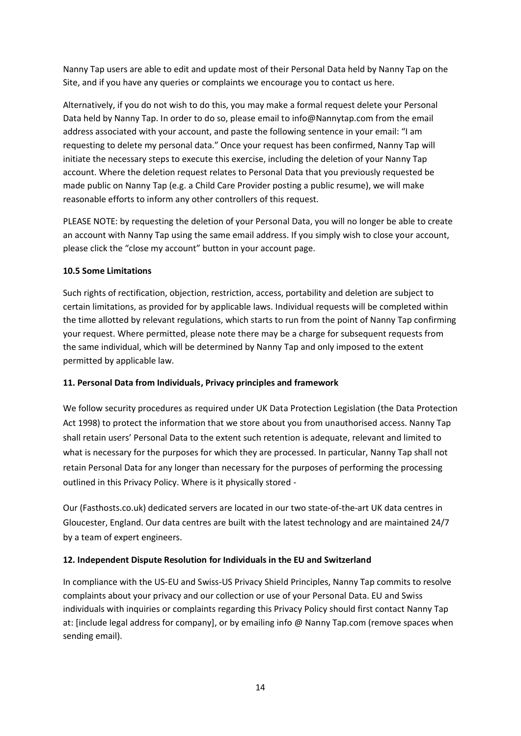Nanny Tap users are able to edit and update most of their Personal Data held by Nanny Tap on the Site, and if you have any queries or complaints we encourage you to contact us here.

Alternatively, if you do not wish to do this, you may make a formal request delete your Personal Data held by Nanny Tap. In order to do so, please email to info@Nannytap.com from the email address associated with your account, and paste the following sentence in your email: "I am requesting to delete my personal data." Once your request has been confirmed, Nanny Tap will initiate the necessary steps to execute this exercise, including the deletion of your Nanny Tap account. Where the deletion request relates to Personal Data that you previously requested be made public on Nanny Tap (e.g. a Child Care Provider posting a public resume), we will make reasonable efforts to inform any other controllers of this request.

PLEASE NOTE: by requesting the deletion of your Personal Data, you will no longer be able to create an account with Nanny Tap using the same email address. If you simply wish to close your account, please click the "close my account" button in your account page.

**10.5 Some Limitations**

Such rights of rectification, objection, restriction, access, portability and deletion are subject to certain limitations, as provided for by applicable laws. Individual requests will be completed within the time allotted by relevant regulations, which starts to run from the point of Nanny Tap confirming your request. Where permitted, please note there may be a charge for subsequent requests from the same individual, which will be determined by Nanny Tap and only imposed to the extent permitted by applicable law.

**11. Personal Data from Individuals, Privacy principles and framework**

We follow security procedures as required under UK Data Protection Legislation (the Data Protection Act 1998) to protect the information that we store about you from unauthorised access. Nanny Tap shall retain users' Personal Data to the extent such retention is adequate, relevant and limited to what is necessary for the purposes for which they are processed. In particular, Nanny Tap shall not retain Personal Data for any longer than necessary for the purposes of performing the processing outlined in this Privacy Policy. Where is it physically stored -

Our (Fasthosts.co.uk) dedicated servers are located in our two state-of-the-art UK data centres in Gloucester, England. Our data centres are built with the latest technology and are maintained 24/7 by a team of expert engineers.

**12. Independent Dispute Resolution for Individuals in the EU and Switzerland**

In compliance with the US-EU and Swiss-US Privacy Shield Principles, Nanny Tap commits to resolve complaints about your privacy and our collection or use of your Personal Data. EU and Swiss individuals with inquiries or complaints regarding this Privacy Policy should first contact Nanny Tap at: [include legal address for company], or by emailing info @ Nanny Tap.com (remove spaces when sending email).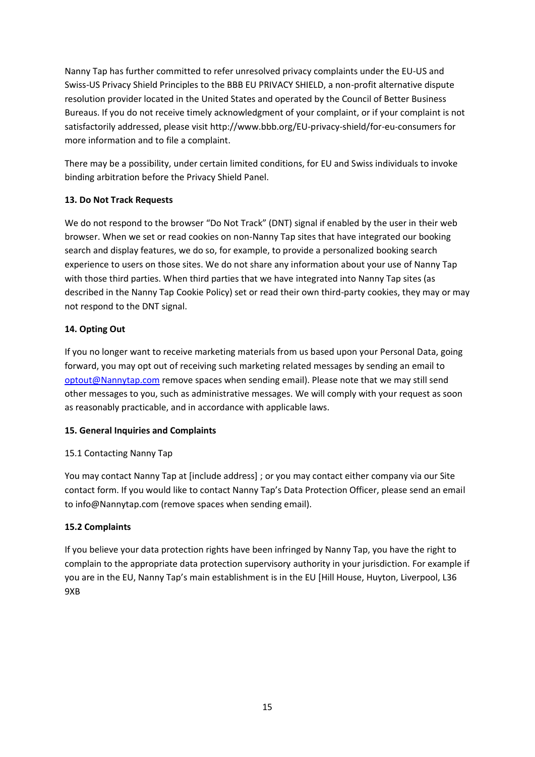Nanny Tap has further committed to refer unresolved privacy complaints under the EU-US and Swiss-US Privacy Shield Principles to the BBB EU PRIVACY SHIELD, a non-profit alternative dispute resolution provider located in the United States and operated by the Council of Better Business Bureaus. If you do not receive timely acknowledgment of your complaint, or if your complaint is not satisfactorily addressed, please visit http://www.bbb.org/EU-privacy-shield/for-eu-consumers for more information and to file a complaint.

There may be a possibility, under certain limited conditions, for EU and Swiss individuals to invoke binding arbitration before the Privacy Shield Panel.

**13. Do Not Track Requests**

We do not respond to the browser "Do Not Track" (DNT) signal if enabled by the user in their web browser. When we set or read cookies on non-Nanny Tap sites that have integrated our booking search and display features, we do so, for example, to provide a personalized booking search experience to users on those sites. We do not share any information about your use of Nanny Tap with those third parties. When third parties that we have integrated into Nanny Tap sites (as described in the Nanny Tap Cookie Policy) set or read their own third-party cookies, they may or may not respond to the DNT signal.

**14. Opting Out**

If you no longer want to receive marketing materials from us based upon your Personal Data, going forward, you may opt out of receiving such marketing related messages by sending an email to optout@Nannytap.com remove spaces when sending email). Please note that we may still send other messages to you, such as administrative messages. We will comply with your request as soon as reasonably practicable, and in accordance with applicable laws.

**15. General Inquiries and Complaints**

15.1 Contacting Nanny Tap

You may contact Nanny Tap at [include address] ; or you may contact either company via our Site contact form. If you would like to contact Nanny Tap's Data Protection Officer, please send an email to info@Nannytap.com (remove spaces when sending email).

**15.2 Complaints**

If you believe your data protection rights have been infringed by Nanny Tap, you have the right to complain to the appropriate data protection supervisory authority in your jurisdiction. For example if you are in the EU, Nanny Tap's main establishment is in the EU [Hill House, Huyton, Liverpool, L36 9XB